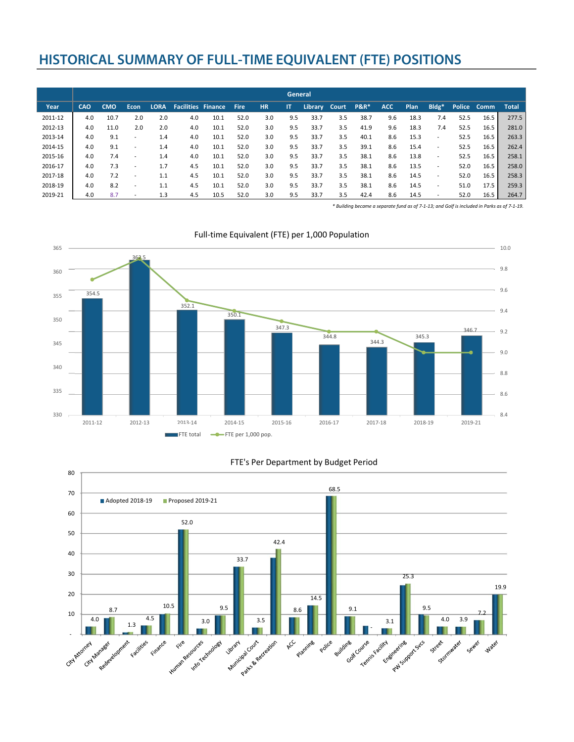# HISTORICAL SUMMARY OF FULL-TIME EQUIVALENT (FTE) POSITIONS

| | General | | | | | | | | | | | | | | | | | |
|---|---|---|---|---|---|---|---|---|---|---|---|---|---|---|---|---|---|---|
| Year | CAO | CMO | Econ | LORA | Facilities | Finance | Fire | HR | IT | Library | Court | P&R* | ACC | Plan | Bldg* | Police | Comm | Total |
| 2011-12 | 4.0 | 10.7 | 2.0 | 2.0 | 4.0 | 10.1 | 52.0 | 3.0 | 9.5 | 33.7 | 3.5 | 38.7 | 9.6 | 18.3 | 7.4 | 52.5 | 16.5 | 277.5 |
| 2012-13 | 4.0 | 11.0 | 2.0 | 2.0 | 4.0 | 10.1 | 52.0 | 3.0 | 9.5 | 33.7 | 3.5 | 41.9 | 9.6 | 18.3 | 7.4 | 52.5 | 16.5 | 281.0 |
| 2013-14 | 4.0 | 9.1 | - | 1.4 | 4.0 | 10.1 | 52.0 | 3.0 | 9.5 | 33.7 | 3.5 | 40.1 | 8.6 | 15.3 | - | 52.5 | 16.5 | 263.3 |
| 2014-15 | 4.0 | 9.1 | - | 1.4 | 4.0 | 10.1 | 52.0 | 3.0 | 9.5 | 33.7 | 3.5 | 39.1 | 8.6 | 15.4 | - | 52.5 | 16.5 | 262.4 |
| 2015-16 | 4.0 | 7.4 | - | 1.4 | 4.0 | 10.1 | 52.0 | 3.0 | 9.5 | 33.7 | 3.5 | 38.1 | 8.6 | 13.8 | - | 52.5 | 16.5 | 258.1 |
| 2016-17 | 4.0 | 7.3 | - | 1.7 | 4.5 | 10.1 | 52.0 | 3.0 | 9.5 | 33.7 | 3.5 | 38.1 | 8.6 | 13.5 | - | 52.0 | 16.5 | 258.0 |
| 2017-18 | 4.0 | 7.2 | - | 1.1 | 4.5 | 10.1 | 52.0 | 3.0 | 9.5 | 33.7 | 3.5 | 38.1 | 8.6 | 14.5 | - | 52.0 | 16.5 | 258.3 |
| 2018-19 | 4.0 | 8.2 | - | 1.1 | 4.5 | 10.1 | 52.0 | 3.0 | 9.5 | 33.7 | 3.5 | 38.1 | 8.6 | 14.5 | - | 51.0 | 17.5 | 259.3 |
| 2019-21 | 4.0 | 8.7 | - | 1.3 | 4.5 | 10.5 | 52.0 | 3.0 | 9.5 | 33.7 | 3.5 | 42.4 | 8.6 | 14.5 | - | 52.0 | 16.5 | 264.7 |

*\* Building became a separate fund as of 7-1-13; and Golf is included in Parks as of 7-1-19.*

## Full-time Equivalent (FTE) per 1,000 Population

| Year | FTE total | FTE per 1,000 pop. |
|---|---|---|
| 2011-12 | 354.5 | 9.7 |
| 2012-13 | 362.5 | 9.9 |
| 2013-14 | 352.1 | 9.5 |
| 2014-15 | 350.1 | 9.4 |
| 2015-16 | 347.3 | 9.3 |
| 2016-17 | 344.8 | 9.2 |
| 2017-18 | 344.3 | 9.2 |
| 2018-19 | 345.3 | 9.0 |
| 2019-21 | 346.7 | 9.0 |

## FTE's Per Department by Budget Period

| Department | Proposed 2019-21 |
|---|---|
| City Attorney | 4.0 |
| City Manager | 8.7 |
| Redevelopment | 1.3 |
| Facilities | 4.5 |
| Finance | 10.5 |
| Fire | 52.0 |
| Human Resources | 3.0 |
| Info Technology | 9.5 |
| Library | 33.7 |
| Municipal Court | 3.5 |
| Parks & Recreation | 42.4 |
| ACC | 8.6 |
| Planning | 14.5 |
| Police | 68.5 |
| Building | 9.1 |
| Golf Course | - |
| Tennis Facility | 3.1 |
| Engineering | 25.3 |
| PW Support Svcs | 9.5 |
| Street | 4.0 |
| Stormwater | 3.9 |
| Sewer | 7.2 |
| Water | 19.9 |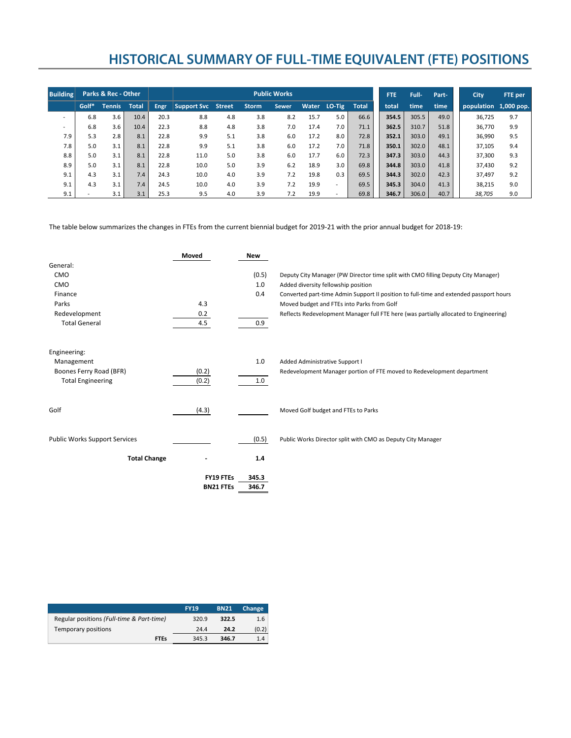# HISTORICAL SUMMARY OF FULL-TIME EQUIVALENT (FTE) POSITIONS

| Building | Parks & Rec - Other | | | | Public Works | | | | | | | FTE | Full- | Part- | City | FTE per |
|---|---|---|---|---|---|---|---|---|---|---|---|---|---|---|---|---|
| | Golf* | Tennis | Total | Engr | Support Svc | Street | Storm | Sewer | Water | LO-Tig | Total | total | time | time | population | 1,000 pop. |
| - | 6.8 | 3.6 | 10.4 | 20.3 | 8.8 | 4.8 | 3.8 | 8.2 | 15.7 | 5.0 | 66.6 | **354.5** | 305.5 | 49.0 | 36,725 | 9.7 |
| - | 6.8 | 3.6 | 10.4 | 22.3 | 8.8 | 4.8 | 3.8 | 7.0 | 17.4 | 7.0 | 71.1 | **362.5** | 310.7 | 51.8 | 36,770 | 9.9 |
| 7.9 | 5.3 | 2.8 | 8.1 | 22.8 | 9.9 | 5.1 | 3.8 | 6.0 | 17.2 | 8.0 | 72.8 | **352.1** | 303.0 | 49.1 | 36,990 | 9.5 |
| 7.8 | 5.0 | 3.1 | 8.1 | 22.8 | 9.9 | 5.1 | 3.8 | 6.0 | 17.2 | 7.0 | 71.8 | **350.1** | 302.0 | 48.1 | 37,105 | 9.4 |
| 8.8 | 5.0 | 3.1 | 8.1 | 22.8 | 11.0 | 5.0 | 3.8 | 6.0 | 17.7 | 6.0 | 72.3 | **347.3** | 303.0 | 44.3 | 37,300 | 9.3 |
| 8.9 | 5.0 | 3.1 | 8.1 | 22.8 | 10.0 | 5.0 | 3.9 | 6.2 | 18.9 | 3.0 | 69.8 | **344.8** | 303.0 | 41.8 | 37,430 | 9.2 |
| 9.1 | 4.3 | 3.1 | 7.4 | 24.3 | 10.0 | 4.0 | 3.9 | 7.2 | 19.8 | 0.3 | 69.5 | **344.3** | 302.0 | 42.3 | 37,497 | 9.2 |
| 9.1 | 4.3 | 3.1 | 7.4 | 24.5 | 10.0 | 4.0 | 3.9 | 7.2 | 19.9 | - | 69.5 | **345.3** | 304.0 | 41.3 | 38,215 | 9.0 |
| 9.1 | - | 3.1 | 3.1 | 25.3 | 9.5 | 4.0 | 3.9 | 7.2 | 19.9 | - | 69.8 | **346.7** | 306.0 | 40.7 | *38,705* | 9.0 |

The table below summarizes the changes in FTEs from the current biennial budget for 2019-21 with the prior annual budget for 2018-19:

| | Moved | New | |
|---|---|---|---|
| General: | | | |
| CMO | | (0.5) | Deputy City Manager (PW Director time split with CMO filling Deputy City Manager) |
| CMO | | 1.0 | Added diversity fellowship position |
| Finance | | 0.4 | Converted part-time Admin Support II position to full-time and extended passport hours |
| Parks | 4.3 | | Moved budget and FTEs into Parks from Golf |
| Redevelopment | 0.2 | | Reflects Redevelopment Manager full FTE here (was partially allocated to Engineering) |
| Total General | 4.5 | 0.9 | |
| Engineering: | | | |
| Management | | 1.0 | Added Administrative Support I |
| Boones Ferry Road (BFR) | (0.2) | | Redevelopment Manager portion of FTE moved to Redevelopment department |
| Total Engineering | (0.2) | 1.0 | |
| Golf | (4.3) | | Moved Golf budget and FTEs to Parks |
| Public Works Support Services | | (0.5) | Public Works Director split with CMO as Deputy City Manager |
| **Total Change** | - | **1.4** | |
| | **FY19 FTEs** | **345.3** | |
| | **BN21 FTEs** | **346.7** | |

| | FY19 | BN21 | Change |
|---|---|---|---|
| Regular positions *(Full-time & Part-time)* | 320.9 | **322.5** | 1.6 |
| Temporary positions | 24.4 | **24.2** | (0.2) |
| **FTEs** | 345.3 | **346.7** | 1.4 |